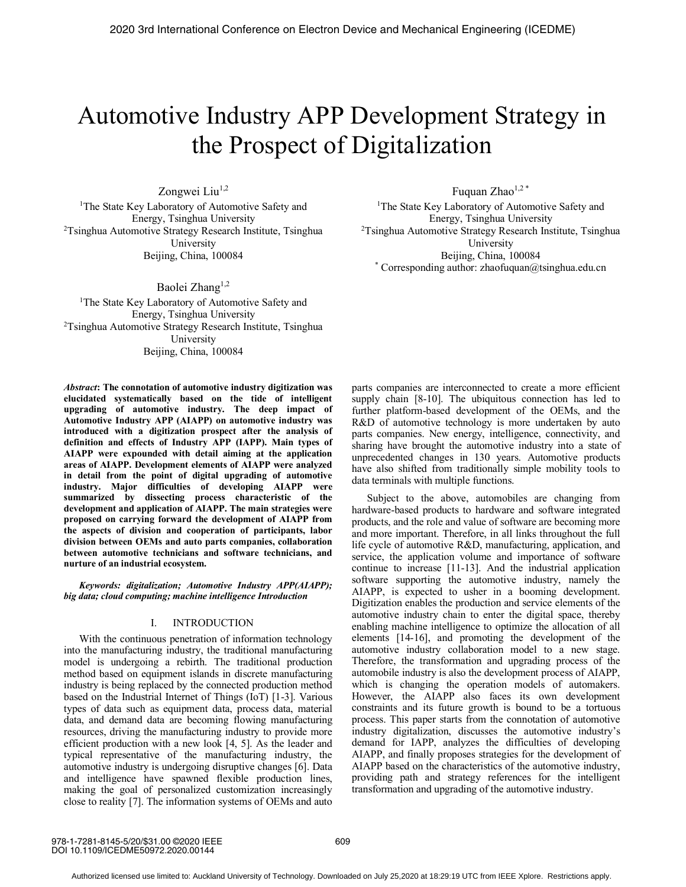# Automotive Industry APP Development Strategy in the Prospect of Digitalization

Zongwei Liu[1,2]
[1]The State Key Laboratory of Automotive Safety and Energy, Tsinghua University
[2]Tsinghua Automotive Strategy Research Institute, Tsinghua University
Beijing, China, 100084

Fuquan Zhao[1,2 *]
[1]The State Key Laboratory of Automotive Safety and Energy, Tsinghua University
[2]Tsinghua Automotive Strategy Research Institute, Tsinghua University
Beijing, China, 100084
[*] Corresponding author: zhaofuquan@tsinghua.edu.cn

Baolei Zhang[1,2]
[1]The State Key Laboratory of Automotive Safety and Energy, Tsinghua University
[2]Tsinghua Automotive Strategy Research Institute, Tsinghua University
Beijing, China, 100084

***Abstract*: The connotation of automotive industry digitization was elucidated systematically based on the tide of intelligent upgrading of automotive industry. The deep impact of Automotive Industry APP (AIAPP) on automotive industry was introduced with a digitization prospect after the analysis of definition and effects of Industry APP (IAPP). Main types of AIAPP were expounded with detail aiming at the application areas of AIAPP. Development elements of AIAPP were analyzed in detail from the point of digital upgrading of automotive industry. Major difficulties of developing AIAPP were summarized by dissecting process characteristic of the development and application of AIAPP. The main strategies were proposed on carrying forward the development of AIAPP from the aspects of division and cooperation of participants, labor division between OEMs and auto parts companies, collaboration between automotive technicians and software technicians, and nurture of an industrial ecosystem.**

***Keywords: digitalization; Automotive Industry APP(AIAPP); big data; cloud computing; machine intelligence Introduction***

## I. INTRODUCTION

With the continuous penetration of information technology into the manufacturing industry, the traditional manufacturing model is undergoing a rebirth. The traditional production method based on equipment islands in discrete manufacturing industry is being replaced by the connected production method based on the Industrial Internet of Things (IoT) [1-3]. Various types of data such as equipment data, process data, material data, and demand data are becoming flowing manufacturing resources, driving the manufacturing industry to provide more efficient production with a new look [4, 5]. As the leader and typical representative of the manufacturing industry, the automotive industry is undergoing disruptive changes [6]. Data and intelligence have spawned flexible production lines, making the goal of personalized customization increasingly close to reality [7]. The information systems of OEMs and auto parts companies are interconnected to create a more efficient supply chain [8-10]. The ubiquitous connection has led to further platform-based development of the OEMs, and the R&D of automotive technology is more undertaken by auto parts companies. New energy, intelligence, connectivity, and sharing have brought the automotive industry into a state of unprecedented changes in 130 years. Automotive products have also shifted from traditionally simple mobility tools to data terminals with multiple functions.

Subject to the above, automobiles are changing from hardware-based products to hardware and software integrated products, and the role and value of software are becoming more and more important. Therefore, in all links throughout the full life cycle of automotive R&D, manufacturing, application, and service, the application volume and importance of software continue to increase [11-13]. And the industrial application software supporting the automotive industry, namely the AIAPP, is expected to usher in a booming development. Digitization enables the production and service elements of the automotive industry chain to enter the digital space, thereby enabling machine intelligence to optimize the allocation of all elements [14-16], and promoting the development of the automotive industry collaboration model to a new stage. Therefore, the transformation and upgrading process of the automobile industry is also the development process of AIAPP, which is changing the operation models of automakers. However, the AIAPP also faces its own development constraints and its future growth is bound to be a tortuous process. This paper starts from the connotation of automotive industry digitalization, discusses the automotive industry's demand for IAPP, analyzes the difficulties of developing AIAPP, and finally proposes strategies for the development of AIAPP based on the characteristics of the automotive industry, providing path and strategy references for the intelligent transformation and upgrading of the automotive industry.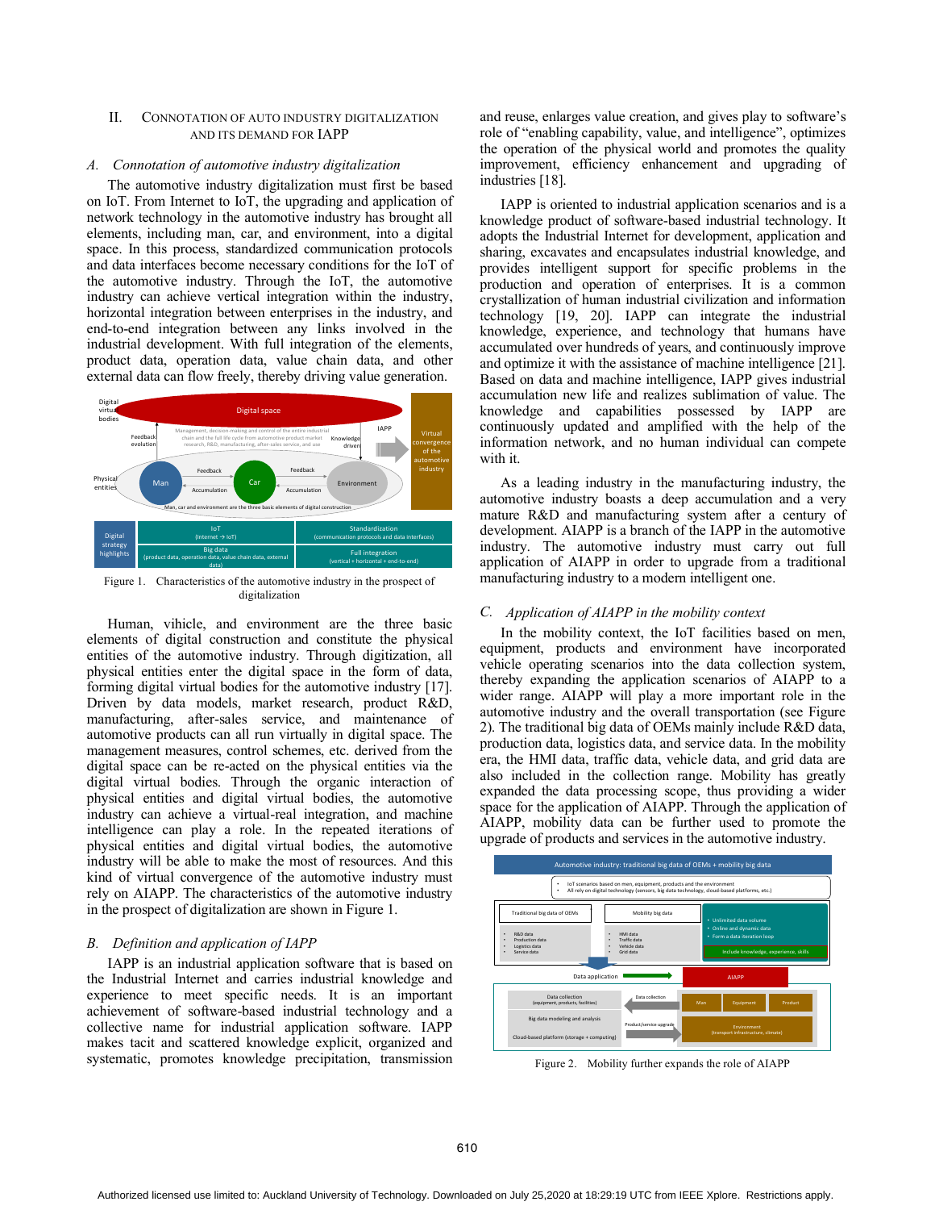## II. Connotation of Auto Industry Digitalization and Its Demand for IAPP

### A. *Connotation of automotive industry digitalization*

The automotive industry digitalization must first be based on IoT. From Internet to IoT, the upgrading and application of network technology in the automotive industry has brought all elements, including man, car, and environment, into a digital space. In this process, standardized communication protocols and data interfaces become necessary conditions for the IoT of the automotive industry. Through the IoT, the automotive industry can achieve vertical integration within the industry, horizontal integration between enterprises in the industry, and end-to-end integration between any links involved in the industrial development. With full integration of the elements, product data, operation data, value chain data, and other external data can flow freely, thereby driving value generation.

Figure 1. Characteristics of the automotive industry in the prospect of digitalization

Human, vihicle, and environment are the three basic elements of digital construction and constitute the physical entities of the automotive industry. Through digitization, all physical entities enter the digital space in the form of data, forming digital virtual bodies for the automotive industry [17]. Driven by data models, market research, product R&D, manufacturing, after-sales service, and maintenance of automotive products can all run virtually in digital space. The management measures, control schemes, etc. derived from the digital space can be re-acted on the physical entities via the digital virtual bodies. Through the organic interaction of physical entities and digital virtual bodies, the automotive industry can achieve a virtual-real integration, and machine intelligence can play a role. In the repeated iterations of physical entities and digital virtual bodies, the automotive industry will be able to make the most of resources. And this kind of virtual convergence of the automotive industry must rely on AIAPP. The characteristics of the automotive industry in the prospect of digitalization are shown in Figure 1.

### B. *Definition and application of IAPP*

IAPP is an industrial application software that is based on the Industrial Internet and carries industrial knowledge and experience to meet specific needs. It is an important achievement of software-based industrial technology and a collective name for industrial application software. IAPP makes tacit and scattered knowledge explicit, organized and systematic, promotes knowledge precipitation, transmission and reuse, enlarges value creation, and gives play to software's role of "enabling capability, value, and intelligence", optimizes the operation of the physical world and promotes the quality improvement, efficiency enhancement and upgrading of industries [18].

IAPP is oriented to industrial application scenarios and is a knowledge product of software-based industrial technology. It adopts the Industrial Internet for development, application and sharing, excavates and encapsulates industrial knowledge, and provides intelligent support for specific problems in the production and operation of enterprises. It is a common crystallization of human industrial civilization and information technology [19, 20]. IAPP can integrate the industrial knowledge, experience, and technology that humans have accumulated over hundreds of years, and continuously improve and optimize it with the assistance of machine intelligence [21]. Based on data and machine intelligence, IAPP gives industrial accumulation new life and realizes sublimation of value. The knowledge and capabilities possessed by IAPP are continuously updated and amplified with the help of the information network, and no human individual can compete with it.

As a leading industry in the manufacturing industry, the automotive industry boasts a deep accumulation and a very mature R&D and manufacturing system after a century of development. AIAPP is a branch of the IAPP in the automotive industry. The automotive industry must carry out full application of AIAPP in order to upgrade from a traditional manufacturing industry to a modern intelligent one.

### C. *Application of AIAPP in the mobility context*

In the mobility context, the IoT facilities based on men, equipment, products and environment have incorporated vehicle operating scenarios into the data collection system, thereby expanding the application scenarios of AIAPP to a wider range. AIAPP will play a more important role in the automotive industry and the overall transportation (see Figure 2). The traditional big data of OEMs mainly include R&D data, production data, logistics data, and service data. In the mobility era, the HMI data, traffic data, vehicle data, and grid data are also included in the collection range. Mobility has greatly expanded the data processing scope, thus providing a wider space for the application of AIAPP. Through the application of AIAPP, mobility data can be further used to promote the upgrade of products and services in the automotive industry.

Figure 2. Mobility further expands the role of AIAPP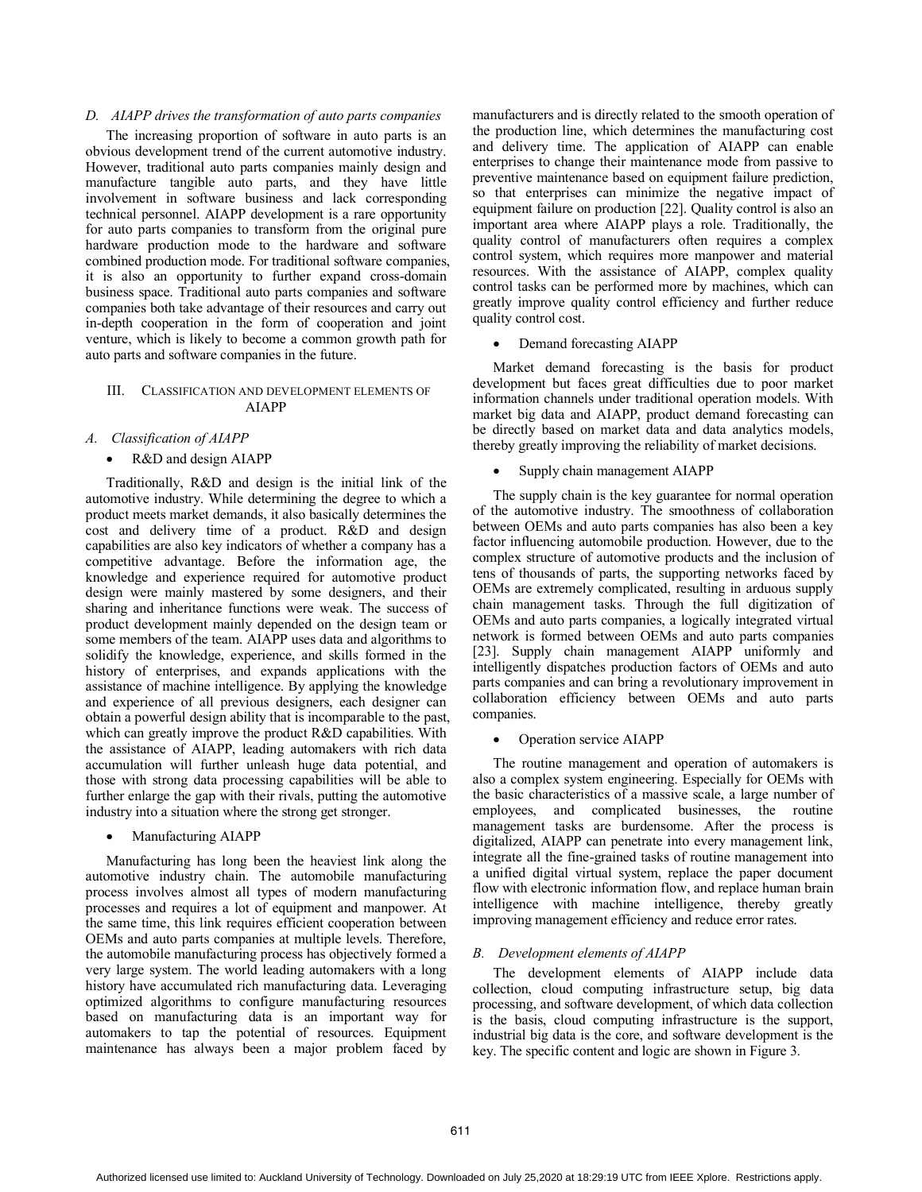### D. AIAPP drives the transformation of auto parts companies

The increasing proportion of software in auto parts is an obvious development trend of the current automotive industry. However, traditional auto parts companies mainly design and manufacture tangible auto parts, and they have little involvement in software business and lack corresponding technical personnel. AIAPP development is a rare opportunity for auto parts companies to transform from the original pure hardware production mode to the hardware and software combined production mode. For traditional software companies, it is also an opportunity to further expand cross-domain business space. Traditional auto parts companies and software companies both take advantage of their resources and carry out in-depth cooperation in the form of cooperation and joint venture, which is likely to become a common growth path for auto parts and software companies in the future.

## III. Classification and Development Elements of AIAPP

### A. Classification of AIAPP

- R&D and design AIAPP

Traditionally, R&D and design is the initial link of the automotive industry. While determining the degree to which a product meets market demands, it also basically determines the cost and delivery time of a product. R&D and design capabilities are also key indicators of whether a company has a competitive advantage. Before the information age, the knowledge and experience required for automotive product design were mainly mastered by some designers, and their sharing and inheritance functions were weak. The success of product development mainly depended on the design team or some members of the team. AIAPP uses data and algorithms to solidify the knowledge, experience, and skills formed in the history of enterprises, and expands applications with the assistance of machine intelligence. By applying the knowledge and experience of all previous designers, each designer can obtain a powerful design ability that is incomparable to the past, which can greatly improve the product R&D capabilities. With the assistance of AIAPP, leading automakers with rich data accumulation will further unleash huge data potential, and those with strong data processing capabilities will be able to further enlarge the gap with their rivals, putting the automotive industry into a situation where the strong get stronger.

- Manufacturing AIAPP

Manufacturing has long been the heaviest link along the automotive industry chain. The automobile manufacturing process involves almost all types of modern manufacturing processes and requires a lot of equipment and manpower. At the same time, this link requires efficient cooperation between OEMs and auto parts companies at multiple levels. Therefore, the automobile manufacturing process has objectively formed a very large system. The world leading automakers with a long history have accumulated rich manufacturing data. Leveraging optimized algorithms to configure manufacturing resources based on manufacturing data is an important way for automakers to tap the potential of resources. Equipment maintenance has always been a major problem faced by manufacturers and is directly related to the smooth operation of the production line, which determines the manufacturing cost and delivery time. The application of AIAPP can enable enterprises to change their maintenance mode from passive to preventive maintenance based on equipment failure prediction, so that enterprises can minimize the negative impact of equipment failure on production [22]. Quality control is also an important area where AIAPP plays a role. Traditionally, the quality control of manufacturers often requires a complex control system, which requires more manpower and material resources. With the assistance of AIAPP, complex quality control tasks can be performed more by machines, which can greatly improve quality control efficiency and further reduce quality control cost.

- Demand forecasting AIAPP

Market demand forecasting is the basis for product development but faces great difficulties due to poor market information channels under traditional operation models. With market big data and AIAPP, product demand forecasting can be directly based on market data and data analytics models, thereby greatly improving the reliability of market decisions.

- Supply chain management AIAPP

The supply chain is the key guarantee for normal operation of the automotive industry. The smoothness of collaboration between OEMs and auto parts companies has also been a key factor influencing automobile production. However, due to the complex structure of automotive products and the inclusion of tens of thousands of parts, the supporting networks faced by OEMs are extremely complicated, resulting in arduous supply chain management tasks. Through the full digitization of OEMs and auto parts companies, a logically integrated virtual network is formed between OEMs and auto parts companies [23]. Supply chain management AIAPP uniformly and intelligently dispatches production factors of OEMs and auto parts companies and can bring a revolutionary improvement in collaboration efficiency between OEMs and auto parts companies.

- Operation service AIAPP

The routine management and operation of automakers is also a complex system engineering. Especially for OEMs with the basic characteristics of a massive scale, a large number of employees, and complicated businesses, the routine management tasks are burdensome. After the process is digitalized, AIAPP can penetrate into every management link, integrate all the fine-grained tasks of routine management into a unified digital virtual system, replace the paper document flow with electronic information flow, and replace human brain intelligence with machine intelligence, thereby greatly improving management efficiency and reduce error rates.

### B. Development elements of AIAPP

The development elements of AIAPP include data collection, cloud computing infrastructure setup, big data processing, and software development, of which data collection is the basis, cloud computing infrastructure is the support, industrial big data is the core, and software development is the key. The specific content and logic are shown in Figure 3.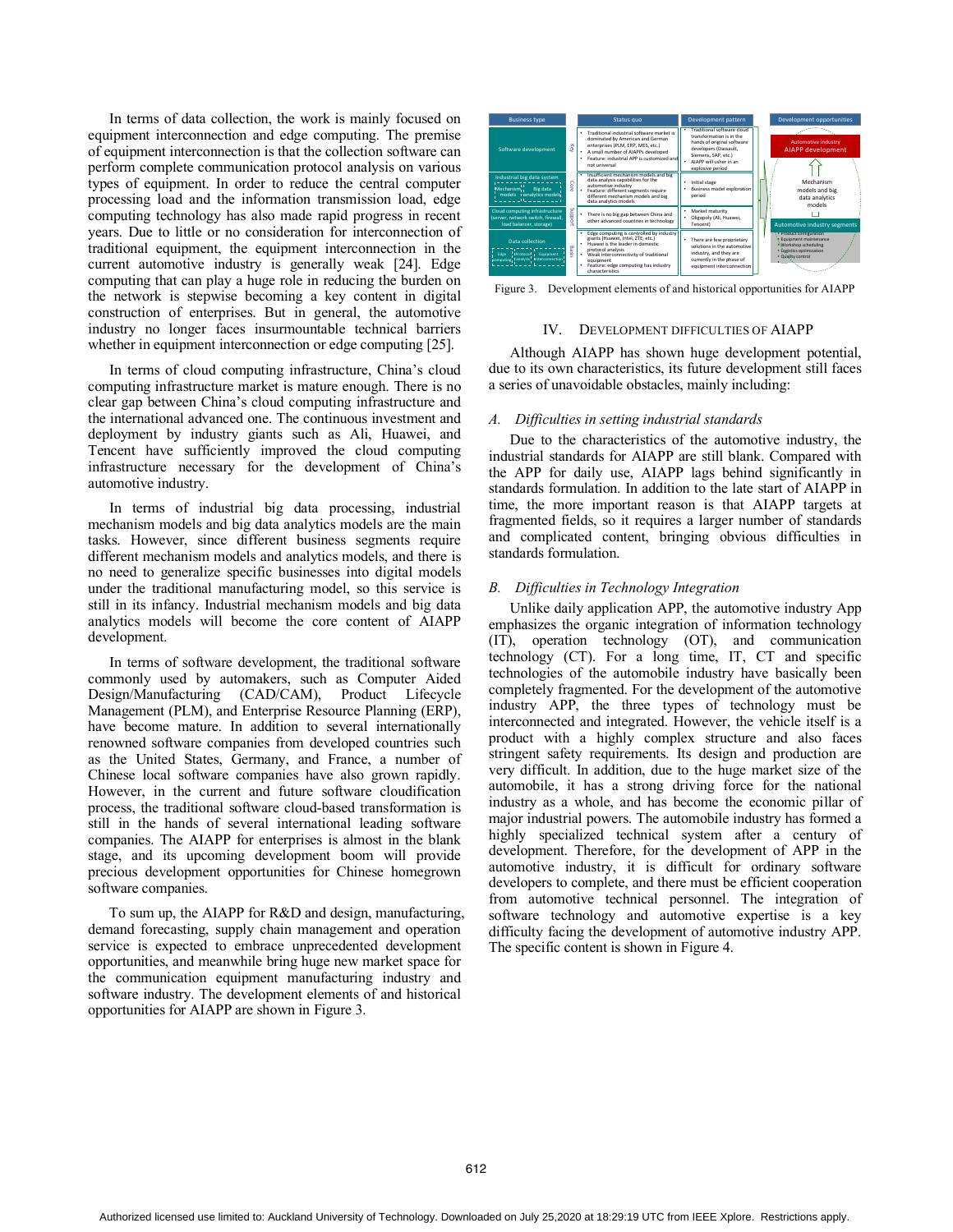In terms of data collection, the work is mainly focused on equipment interconnection and edge computing. The premise of equipment interconnection is that the collection software can perform complete communication protocol analysis on various types of equipment. In order to reduce the central computer processing load and the information transmission load, edge computing technology has also made rapid progress in recent years. Due to little or no consideration for interconnection of traditional equipment, the equipment interconnection in the current automotive industry is generally weak [24]. Edge computing that can play a huge role in reducing the burden on the network is stepwise becoming a key content in digital construction of enterprises. But in general, the automotive industry no longer faces insurmountable technical barriers whether in equipment interconnection or edge computing [25].

In terms of cloud computing infrastructure, China's cloud computing infrastructure market is mature enough. There is no clear gap between China's cloud computing infrastructure and the international advanced one. The continuous investment and deployment by industry giants such as Ali, Huawei, and Tencent have sufficiently improved the cloud computing infrastructure necessary for the development of China's automotive industry.

In terms of industrial big data processing, industrial mechanism models and big data analytics models are the main tasks. However, since different business segments require different mechanism models and analytics models, and there is no need to generalize specific businesses into digital models under the traditional manufacturing model, so this service is still in its infancy. Industrial mechanism models and big data analytics models will become the core content of AIAPP development.

In terms of software development, the traditional software commonly used by automakers, such as Computer Aided Design/Manufacturing (CAD/CAM), Product Lifecycle Management (PLM), and Enterprise Resource Planning (ERP), have become mature. In addition to several internationally renowned software companies from developed countries such as the United States, Germany, and France, a number of Chinese local software companies have also grown rapidly. However, in the current and future software cloudification process, the traditional software cloud-based transformation is still in the hands of several international leading software companies. The AIAPP for enterprises is almost in the blank stage, and its upcoming development boom will provide precious development opportunities for Chinese homegrown software companies.

To sum up, the AIAPP for R&D and design, manufacturing, demand forecasting, supply chain management and operation service is expected to embrace unprecedented development opportunities, and meanwhile bring huge new market space for the communication equipment manufacturing industry and software industry. The development elements of and historical opportunities for AIAPP are shown in Figure 3.

Figure 3. Development elements of and historical opportunities for AIAPP

## IV. Development Difficulties of AIAPP

Although AIAPP has shown huge development potential, due to its own characteristics, its future development still faces a series of unavoidable obstacles, mainly including:

### A. Difficulties in setting industrial standards

Due to the characteristics of the automotive industry, the industrial standards for AIAPP are still blank. Compared with the APP for daily use, AIAPP lags behind significantly in standards formulation. In addition to the late start of AIAPP in time, the more important reason is that AIAPP targets at fragmented fields, so it requires a larger number of standards and complicated content, bringing obvious difficulties in standards formulation.

### B. Difficulties in Technology Integration

Unlike daily application APP, the automotive industry App emphasizes the organic integration of information technology (IT), operation technology (OT), and communication technology (CT). For a long time, IT, CT and specific technologies of the automobile industry have basically been completely fragmented. For the development of the automotive industry APP, the three types of technology must be interconnected and integrated. However, the vehicle itself is a product with a highly complex structure and also faces stringent safety requirements. Its design and production are very difficult. In addition, due to the huge market size of the automobile, it has a strong driving force for the national industry as a whole, and has become the economic pillar of major industrial powers. The automobile industry has formed a highly specialized technical system after a century of development. Therefore, for the development of APP in the automotive industry, it is difficult for ordinary software developers to complete, and there must be efficient cooperation from automotive technical personnel. The integration of software technology and automotive expertise is a key difficulty facing the development of automotive industry APP. The specific content is shown in Figure 4.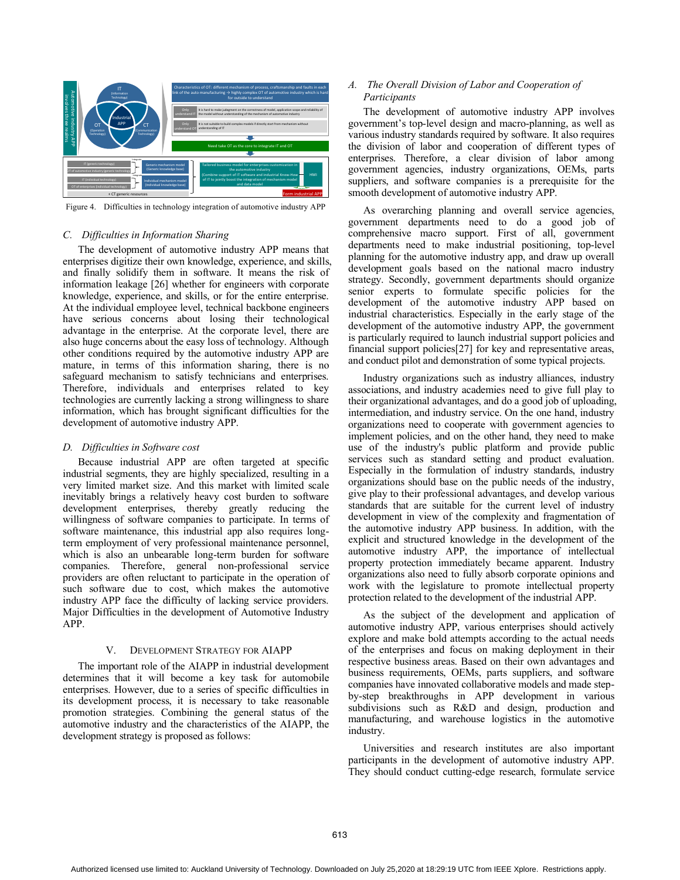Figure 4. Difficulties in technology integration of automotive industry APP

### C. Difficulties in Information Sharing

The development of automotive industry APP means that enterprises digitize their own knowledge, experience, and skills, and finally solidify them in software. It means the risk of information leakage [26] whether for engineers with corporate knowledge, experience, and skills, or for the entire enterprise. At the individual employee level, technical backbone engineers have serious concerns about losing their technological advantage in the enterprise. At the corporate level, there are also huge concerns about the easy loss of technology. Although other conditions required by the automotive industry APP are mature, in terms of this information sharing, there is no safeguard mechanism to satisfy technicians and enterprises. Therefore, individuals and enterprises related to key technologies are currently lacking a strong willingness to share information, which has brought significant difficulties for the development of automotive industry APP.

### D. Difficulties in Software cost

Because industrial APP are often targeted at specific industrial segments, they are highly specialized, resulting in a very limited market size. And this market with limited scale inevitably brings a relatively heavy cost burden to software development enterprises, thereby greatly reducing the willingness of software companies to participate. In terms of software maintenance, this industrial app also requires long-term employment of very professional maintenance personnel, which is also an unbearable long-term burden for software companies. Therefore, general non-professional service providers are often reluctant to participate in the operation of such software due to cost, which makes the automotive industry APP face the difficulty of lacking service providers. Major Difficulties in the development of Automotive Industry APP.

## V. Development Strategy for AIAPP

The important role of the AIAPP in industrial development determines that it will become a key task for automobile enterprises. However, due to a series of specific difficulties in its development process, it is necessary to take reasonable promotion strategies. Combining the general status of the automotive industry and the characteristics of the AIAPP, the development strategy is proposed as follows:

### A. The Overall Division of Labor and Cooperation of Participants

The development of automotive industry APP involves government's top-level design and macro-planning, as well as various industry standards required by software. It also requires the division of labor and cooperation of different types of enterprises. Therefore, a clear division of labor among government agencies, industry organizations, OEMs, parts suppliers, and software companies is a prerequisite for the smooth development of automotive industry APP.

As overarching planning and overall service agencies, government departments need to do a good job of comprehensive macro support. First of all, government departments need to make industrial positioning, top-level planning for the automotive industry app, and draw up overall development goals based on the national macro industry strategy. Secondly, government departments should organize senior experts to formulate specific policies for the development of the automotive industry APP based on industrial characteristics. Especially in the early stage of the development of the automotive industry APP, the government is particularly required to launch industrial support policies and financial support policies[27] for key and representative areas, and conduct pilot and demonstration of some typical projects.

Industry organizations such as industry alliances, industry associations, and industry academies need to give full play to their organizational advantages, and do a good job of uploading, intermediation, and industry service. On the one hand, industry organizations need to cooperate with government agencies to implement policies, and on the other hand, they need to make use of the industry's public platform and provide public services such as standard setting and product evaluation. Especially in the formulation of industry standards, industry organizations should base on the public needs of the industry, give play to their professional advantages, and develop various standards that are suitable for the current level of industry development in view of the complexity and fragmentation of the automotive industry APP business. In addition, with the explicit and structured knowledge in the development of the automotive industry APP, the importance of intellectual property protection immediately became apparent. Industry organizations also need to fully absorb corporate opinions and work with the legislature to promote intellectual property protection related to the development of the industrial APP.

As the subject of the development and application of automotive industry APP, various enterprises should actively explore and make bold attempts according to the actual needs of the enterprises and focus on making deployment in their respective business areas. Based on their own advantages and business requirements, OEMs, parts suppliers, and software companies have innovated collaborative models and made step-by-step breakthroughs in APP development in various subdivisions such as R&D and design, production and manufacturing, and warehouse logistics in the automotive industry.

Universities and research institutes are also important participants in the development of automotive industry APP. They should conduct cutting-edge research, formulate service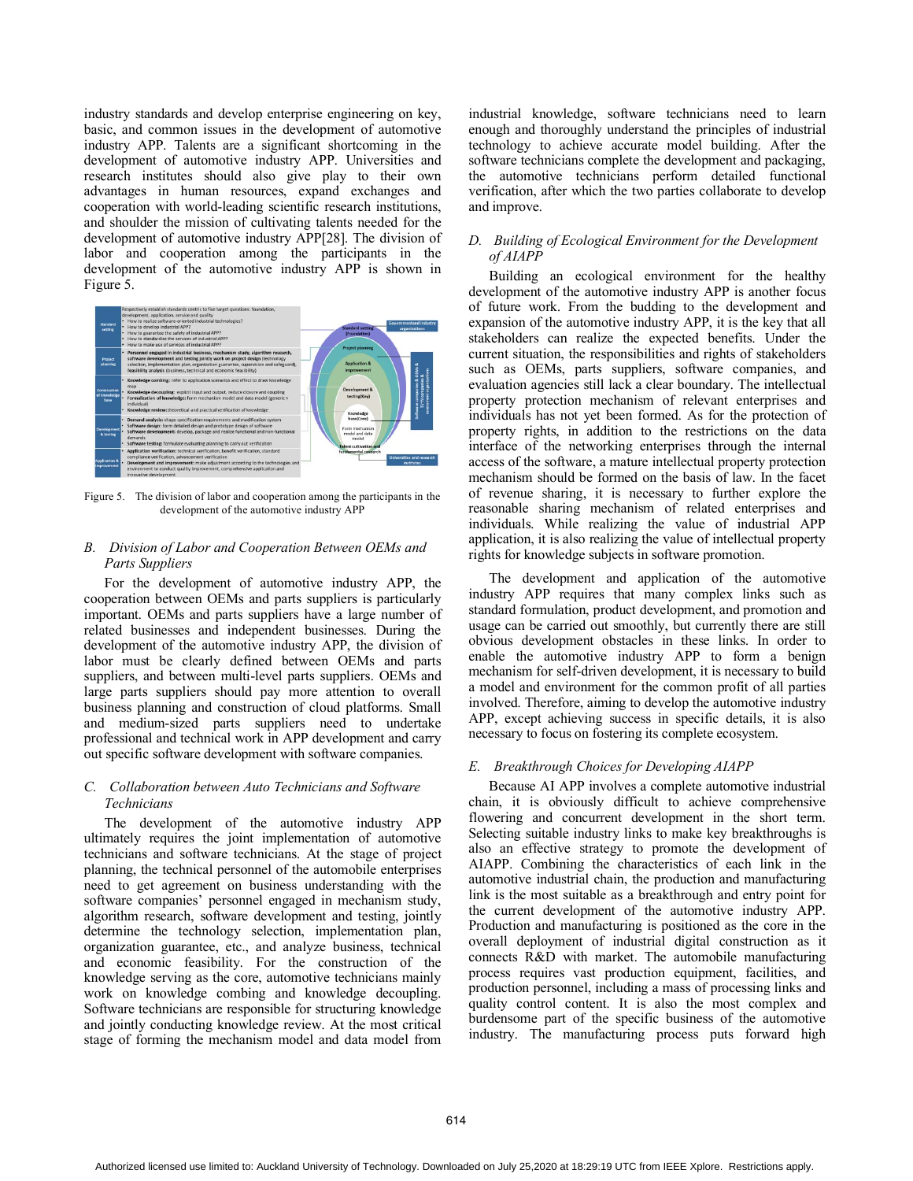industry standards and develop enterprise engineering on key, basic, and common issues in the development of automotive industry APP. Talents are a significant shortcoming in the development of automotive industry APP. Universities and research institutes should also give play to their own advantages in human resources, expand exchanges and cooperation with world-leading scientific research institutions, and shoulder the mission of cultivating talents needed for the development of automotive industry APP[28]. The division of labor and cooperation among the participants in the development of the automotive industry APP is shown in Figure 5.

Figure 5. The division of labor and cooperation among the participants in the development of the automotive industry APP

### B. Division of Labor and Cooperation Between OEMs and Parts Suppliers

For the development of automotive industry APP, the cooperation between OEMs and parts suppliers is particularly important. OEMs and parts suppliers have a large number of related businesses and independent businesses. During the development of the automotive industry APP, the division of labor must be clearly defined between OEMs and parts suppliers, and between multi-level parts suppliers. OEMs and large parts suppliers should pay more attention to overall business planning and construction of cloud platforms. Small and medium-sized parts suppliers need to undertake professional and technical work in APP development and carry out specific software development with software companies.

### C. Collaboration between Auto Technicians and Software Technicians

The development of the automotive industry APP ultimately requires the joint implementation of automotive technicians and software technicians. At the stage of project planning, the technical personnel of the automobile enterprises need to get agreement on business understanding with the software companies' personnel engaged in mechanism study, algorithm research, software development and testing, jointly determine the technology selection, implementation plan, organization guarantee, etc., and analyze business, technical and economic feasibility. For the construction of the knowledge serving as the core, automotive technicians mainly work on knowledge combing and knowledge decoupling. Software technicians are responsible for structuring knowledge and jointly conducting knowledge review. At the most critical stage of forming the mechanism model and data model from industrial knowledge, software technicians need to learn enough and thoroughly understand the principles of industrial technology to achieve accurate model building. After the software technicians complete the development and packaging, the automotive technicians perform detailed functional verification, after which the two parties collaborate to develop and improve.

### D. Building of Ecological Environment for the Development of AIAPP

Building an ecological environment for the healthy development of the automotive industry APP is another focus of future work. From the budding to the development and expansion of the automotive industry APP, it is the key that all stakeholders can realize the expected benefits. Under the current situation, the responsibilities and rights of stakeholders such as OEMs, parts suppliers, software companies, and evaluation agencies still lack a clear boundary. The intellectual property protection mechanism of relevant enterprises and individuals has not yet been formed. As for the protection of property rights, in addition to the restrictions on the data interface of the networking enterprises through the internal access of the software, a mature intellectual property protection mechanism should be formed on the basis of law. In the facet of revenue sharing, it is necessary to further explore the reasonable sharing mechanism of related enterprises and individuals. While realizing the value of industrial APP application, it is also realizing the value of intellectual property rights for knowledge subjects in software promotion.

The development and application of the automotive industry APP requires that many complex links such as standard formulation, product development, and promotion and usage can be carried out smoothly, but currently there are still obvious development obstacles in these links. In order to enable the automotive industry APP to form a benign mechanism for self-driven development, it is necessary to build a model and environment for the common profit of all parties involved. Therefore, aiming to develop the automotive industry APP, except achieving success in specific details, it is also necessary to focus on fostering its complete ecosystem.

### E. Breakthrough Choices for Developing AIAPP

Because AI APP involves a complete automotive industrial chain, it is obviously difficult to achieve comprehensive flowering and concurrent development in the short term. Selecting suitable industry links to make key breakthroughs is also an effective strategy to promote the development of AIAPP. Combining the characteristics of each link in the automotive industrial chain, the production and manufacturing link is the most suitable as a breakthrough and entry point for the current development of the automotive industry APP. Production and manufacturing is positioned as the core in the overall deployment of industrial digital construction as it connects R&D with market. The automobile manufacturing process requires vast production equipment, facilities, and production personnel, including a mass of processing links and quality control content. It is also the most complex and burdensome part of the specific business of the automotive industry. The manufacturing process puts forward high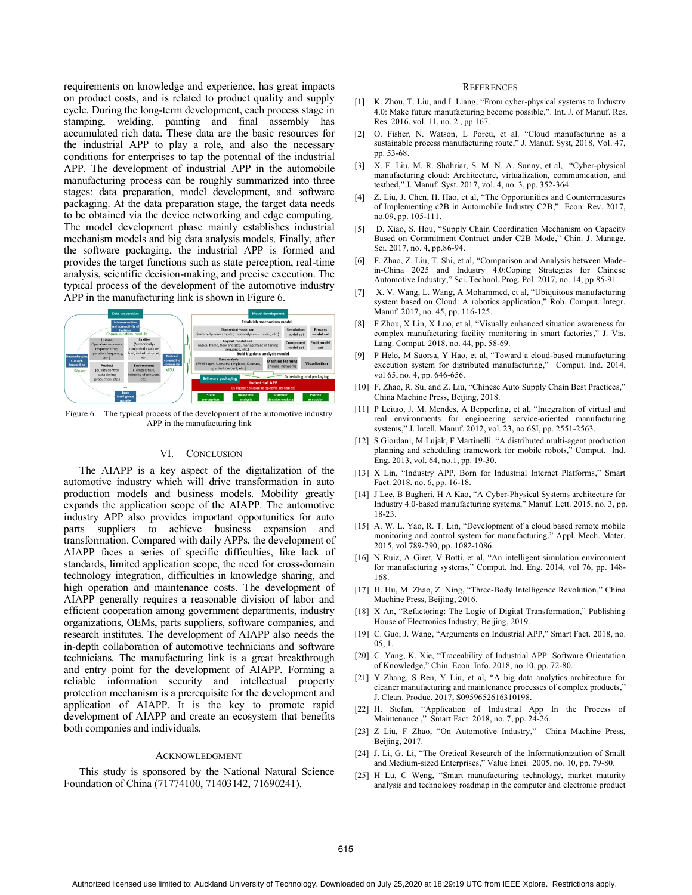requirements on knowledge and experience, has great impacts on product costs, and is related to product quality and supply cycle. During the long-term development, each process stage in stamping, welding, painting and final assembly has accumulated rich data. These data are the basic resources for the industrial APP to play a role, and also the necessary conditions for enterprises to tap the potential of the industrial APP. The development of industrial APP in the automobile manufacturing process can be roughly summarized into three stages: data preparation, model development, and software packaging. At the data preparation stage, the target data needs to be obtained via the device networking and edge computing. The model development phase mainly establishes industrial mechanism models and big data analysis models. Finally, after the software packaging, the industrial APP is formed and provides the target functions such as state perception, real-time analysis, scientific decision-making, and precise execution. The typical process of the development of the automotive industry APP in the manufacturing link is shown in Figure 6.

Figure 6. The typical process of the development of the automotive industry APP in the manufacturing link

## VI. CONCLUSION

The AIAPP is a key aspect of the digitalization of the automotive industry which will drive transformation in auto production models and business models. Mobility greatly expands the application scope of the AIAPP. The automotive industry APP also provides important opportunities for auto parts suppliers to achieve business expansion and transformation. Compared with daily APPs, the development of AIAPP faces a series of specific difficulties, like lack of standards, limited application scope, the need for cross-domain technology integration, difficulties in knowledge sharing, and high operation and maintenance costs. The development of AIAPP generally requires a reasonable division of labor and efficient cooperation among government departments, industry organizations, OEMs, parts suppliers, software companies, and research institutes. The development of AIAPP also needs the in-depth collaboration of automotive technicians and software technicians. The manufacturing link is a great breakthrough and entry point for the development of AIAPP. Forming a reliable information security and intellectual property protection mechanism is a prerequisite for the development and application of AIAPP. It is the key to promote rapid development of AIAPP and create an ecosystem that benefits both companies and individuals.

## ACKNOWLEDGMENT

This study is sponsored by the National Natural Science Foundation of China (71774100, 71403142, 71690241).

## REFERENCES

[1] K. Zhou, T. Liu, and L.Liang, "From cyber-physical systems to Industry 4.0: Make future manufacturing become possible,". Int. J. of Manuf. Res. Res. 2016, vol. 11, no. 2 , pp.167.

[2] O. Fisher, N. Watson, L Porcu, et al. "Cloud manufacturing as a sustainable process manufacturing route," J. Manuf. Syst, 2018, Vol. 47, pp. 53-68.

[3] X. F. Liu, M. R. Shahriar, S. M. N. A. Sunny, et al, "Cyber-physical manufacturing cloud: Architecture, virtualization, communication, and testbed," J. Manuf. Syst. 2017, vol. 4, no. 3, pp. 352-364.

[4] Z. Liu, J. Chen, H. Hao, et al, "The Opportunities and Countermeasures of Implementing c2B in Automobile Industry C2B," Econ. Rev. 2017, no.09, pp. 105-111.

[5] D. Xiao, S. Hou, "Supply Chain Coordination Mechanism on Capacity Based on Commitment Contract under C2B Mode," Chin. J. Manage. Sci. 2017, no. 4, pp.86-94.

[6] F. Zhao, Z. Liu, T. Shi, et al, "Comparison and Analysis between Made-in-China 2025 and Industry 4.0:Coping Strategies for Chinese Automotive Industry," Sci. Technol. Prog. Pol. 2017, no. 14, pp.85-91.

[7] X. V. Wang, L. Wang, A Mohammed, et al, "Ubiquitous manufacturing system based on Cloud: A robotics application," Rob. Comput. Integr. Manuf. 2017, no. 45, pp. 116-125.

[8] F Zhou, X Lin, X Luo, et al, "Visually enhanced situation awareness for complex manufacturing facility monitoring in smart factories," J. Vis. Lang. Comput. 2018, no. 44, pp. 58-69.

[9] P Helo, M Suorsa, Y Hao, et al, "Toward a cloud-based manufacturing execution system for distributed manufacturing," Comput. Ind. 2014, vol 65, no. 4, pp. 646-656.

[10] F. Zhao, R. Su, and Z. Liu, "Chinese Auto Supply Chain Best Practices," China Machine Press, Beijing, 2018.

[11] P Leitao, J. M. Mendes, A Bepperling, et al, "Integration of virtual and real environments for engineering service-oriented manufacturing systems," J. Intell. Manuf. 2012, vol. 23, no.6SI, pp. 2551-2563.

[12] S Giordani, M Lujak, F Martinelli. "A distributed multi-agent production planning and scheduling framework for mobile robots," Comput. Ind. Eng. 2013, vol. 64, no.1, pp. 19-30.

[13] X Lin, "Industry APP, Born for Industrial Internet Platforms," Smart Fact. 2018, no. 6, pp. 16-18.

[14] J Lee, B Bagheri, H A Kao, "A Cyber-Physical Systems architecture for Industry 4.0-based manufacturing systems," Manuf. Lett. 2015, no. 3, pp. 18-23.

[15] A. W. L. Yao, R. T. Lin, "Development of a cloud based remote mobile monitoring and control system for manufacturing," Appl. Mech. Mater. 2015, vol 789-790, pp. 1082-1086.

[16] N Ruiz, A Giret, V Botti, et al, "An intelligent simulation environment for manufacturing systems," Comput. Ind. Eng. 2014, vol 76, pp. 148-168.

[17] H. Hu, M. Zhao, Z. Ning, "Three-Body Intelligence Revolution," China Machine Press, Beijing, 2016.

[18] X An, "Refactoring: The Logic of Digital Transformation," Publishing House of Electronics Industry, Beijing, 2019.

[19] C. Guo, J. Wang, "Arguments on Industrial APP," Smart Fact. 2018, no. 05, 1.

[20] C. Yang, K. Xie, "Traceability of Industrial APP: Software Orientation of Knowledge," Chin. Econ. Info. 2018, no.10, pp. 72-80.

[21] Y Zhang, S Ren, Y Liu, et al, "A big data analytics architecture for cleaner manufacturing and maintenance processes of complex products," J. Clean. Produc. 2017, S0959652616310198.

[22] H. Stefan, "Application of Industrial App In the Process of Maintenance ," Smart Fact. 2018, no. 7, pp. 24-26.

[23] Z Liu, F Zhao, "On Automotive Industry," China Machine Press, Beijing, 2017.

[24] J. Li, G. Li, "The Oretical Research of the Informationization of Small and Medium-sized Enterprises," Value Engi. 2005, no. 10, pp. 79-80.

[25] H Lu, C Weng, "Smart manufacturing technology, market maturity analysis and technology roadmap in the computer and electronic product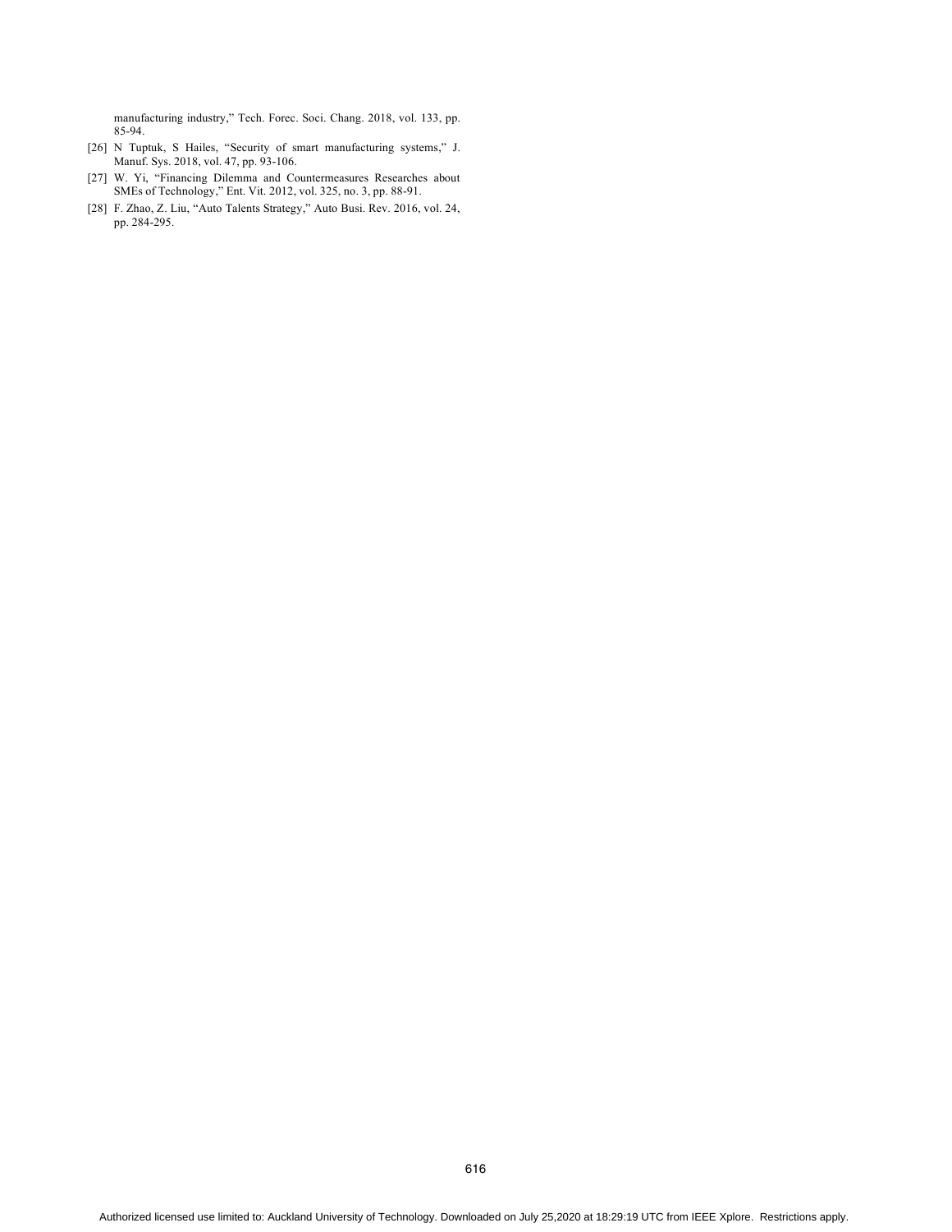manufacturing industry," Tech. Forec. Soci. Chang. 2018, vol. 133, pp. 85-94.

[26] N Tuptuk, S Hailes, "Security of smart manufacturing systems," J. Manuf. Sys. 2018, vol. 47, pp. 93-106.

[27] W. Yi, "Financing Dilemma and Countermeasures Researches about SMEs of Technology," Ent. Vit. 2012, vol. 325, no. 3, pp. 88-91.

[28] F. Zhao, Z. Liu, "Auto Talents Strategy," Auto Busi. Rev. 2016, vol. 24, pp. 284-295.